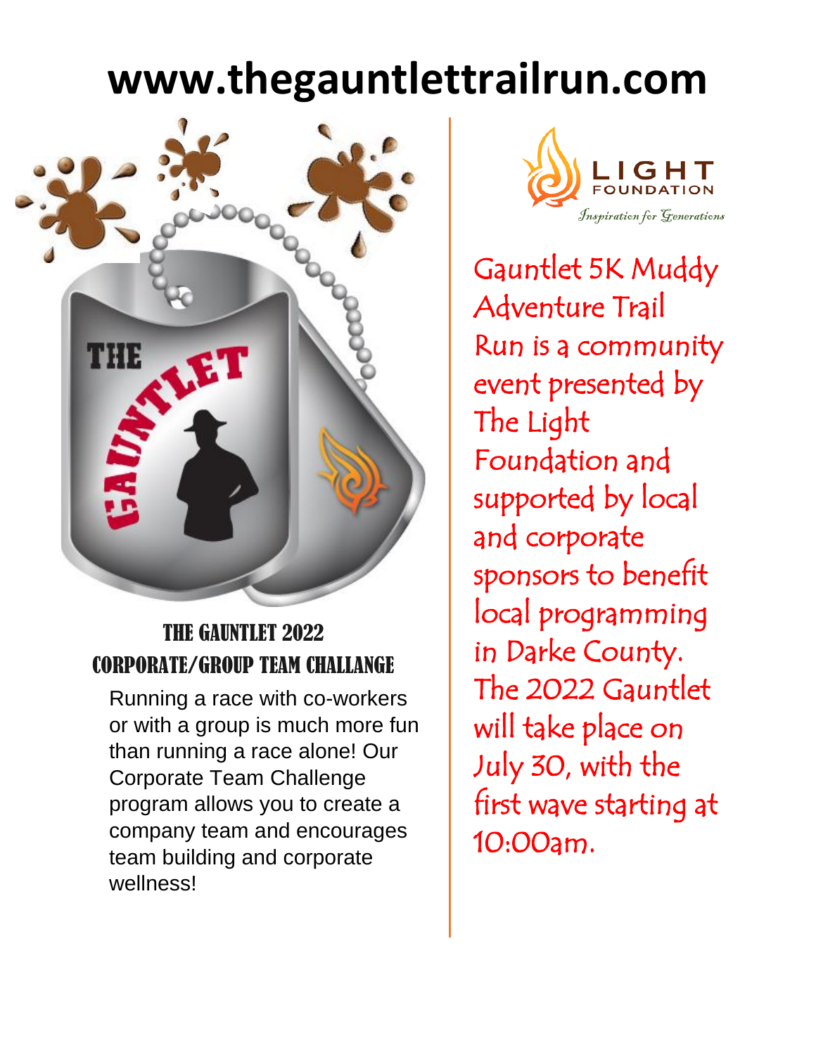# www.thegauntlettrailrun.com

## THE GAUNTLET 2022 CORPORATE/GROUP TEAM CHALLANGE

Running a race with co-workers or with a group is much more fun than running a race alone! Our Corporate Team Challenge program allows you to create a company team and encourages team building and corporate wellness!

LIGHT FOUNDATION

*Inspiration for Generations*

Gauntlet 5K Muddy Adventure Trail Run is a community event presented by The Light Foundation and supported by local and corporate sponsors to benefit local programming in Darke County. The 2022 Gauntlet will take place on July 30, with the first wave starting at 10:00am.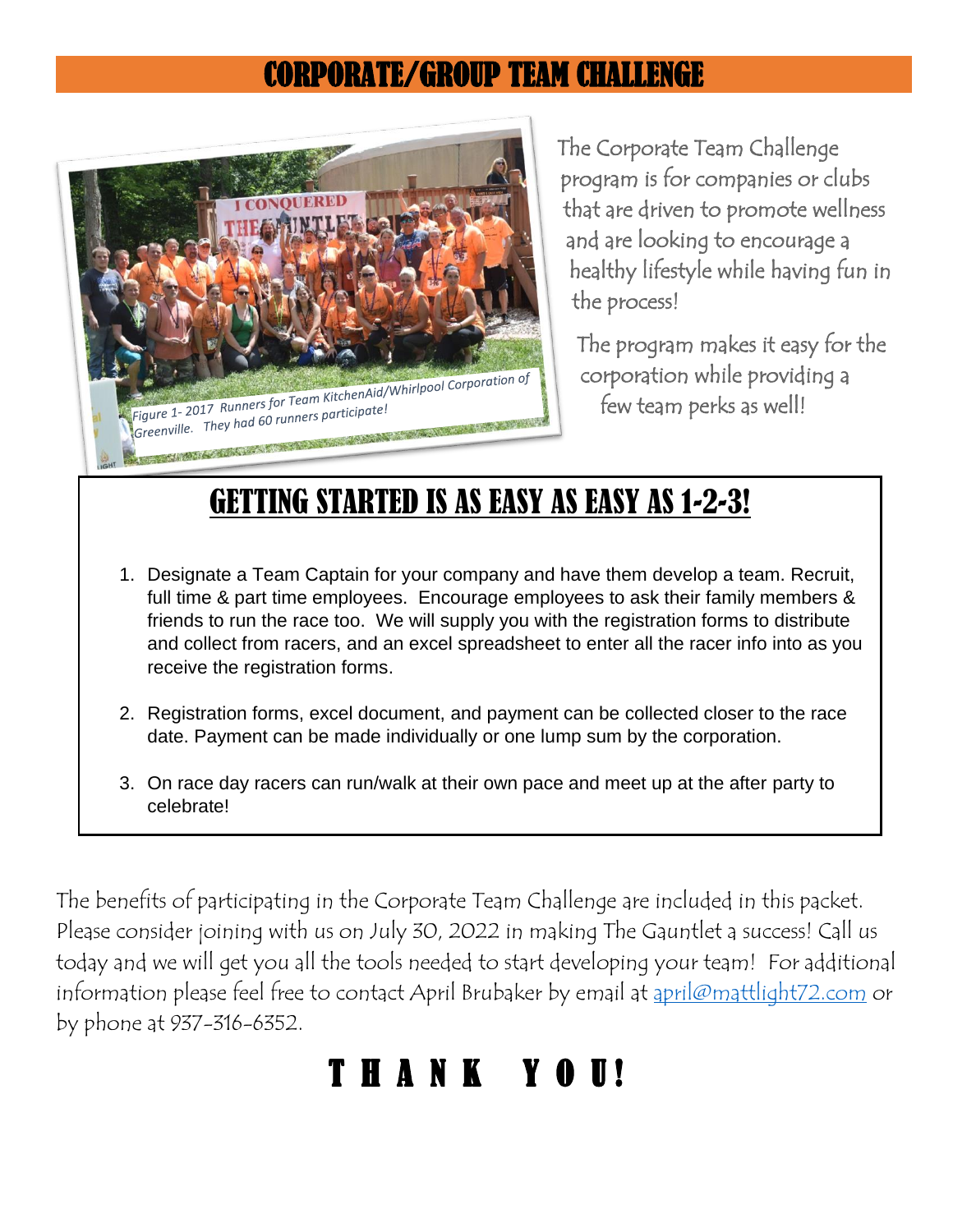# CORPORATE/GROUP TEAM CHALLENGE

*Figure 1- 2017 Runners for Team KitchenAid/Whirlpool Corporation of Greenville. They had 60 runners participate!*

The Corporate Team Challenge program is for companies or clubs that are driven to promote wellness and are looking to encourage a healthy lifestyle while having fun in the process!

The program makes it easy for the corporation while providing a few team perks as well!

## GETTING STARTED IS AS EASY AS EASY AS 1-2-3!

1. Designate a Team Captain for your company and have them develop a team. Recruit, full time & part time employees. Encourage employees to ask their family members & friends to run the race too. We will supply you with the registration forms to distribute and collect from racers, and an excel spreadsheet to enter all the racer info into as you receive the registration forms.
2. Registration forms, excel document, and payment can be collected closer to the race date. Payment can be made individually or one lump sum by the corporation.
3. On race day racers can run/walk at their own pace and meet up at the after party to celebrate!

The benefits of participating in the Corporate Team Challenge are included in this packet. Please consider joining with us on July 30, 2022 in making The Gauntlet a success! Call us today and we will get you all the tools needed to start developing your team! For additional information please feel free to contact April Brubaker by email at april@mattlight72.com or by phone at 937-316-6352.

# THANK YOU!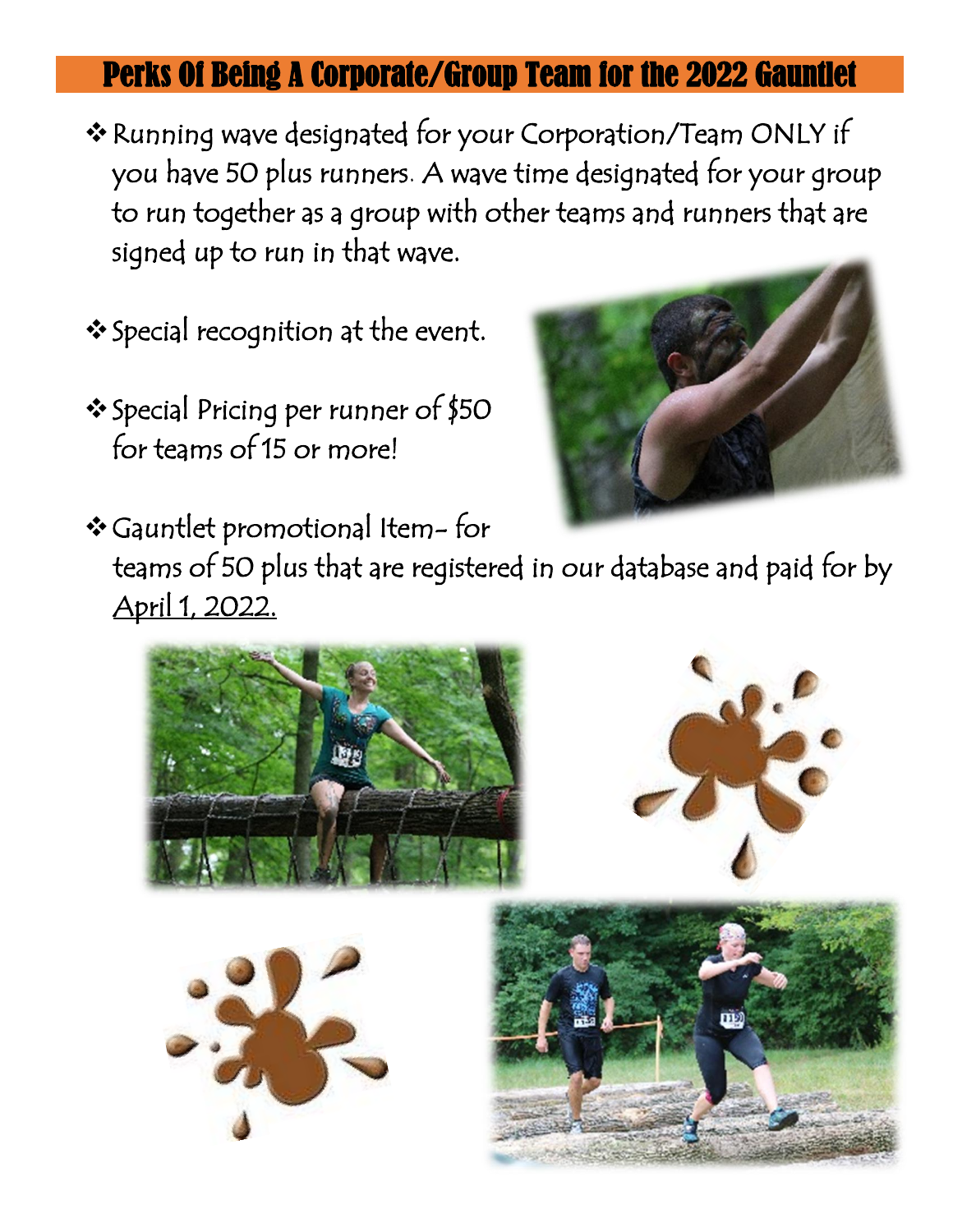# Perks Of Being A Corporate/Group Team for the 2022 Gauntlet

- Running wave designated for your Corporation/Team ONLY if you have 50 plus runners. A wave time designated for your group to run together as a group with other teams and runners that are signed up to run in that wave.
- Special recognition at the event.
- Special Pricing per runner of $50 for teams of 15 or more!
- Gauntlet promotional Item- for teams of 50 plus that are registered in our database and paid for by <u>April 1, 2022.</u>